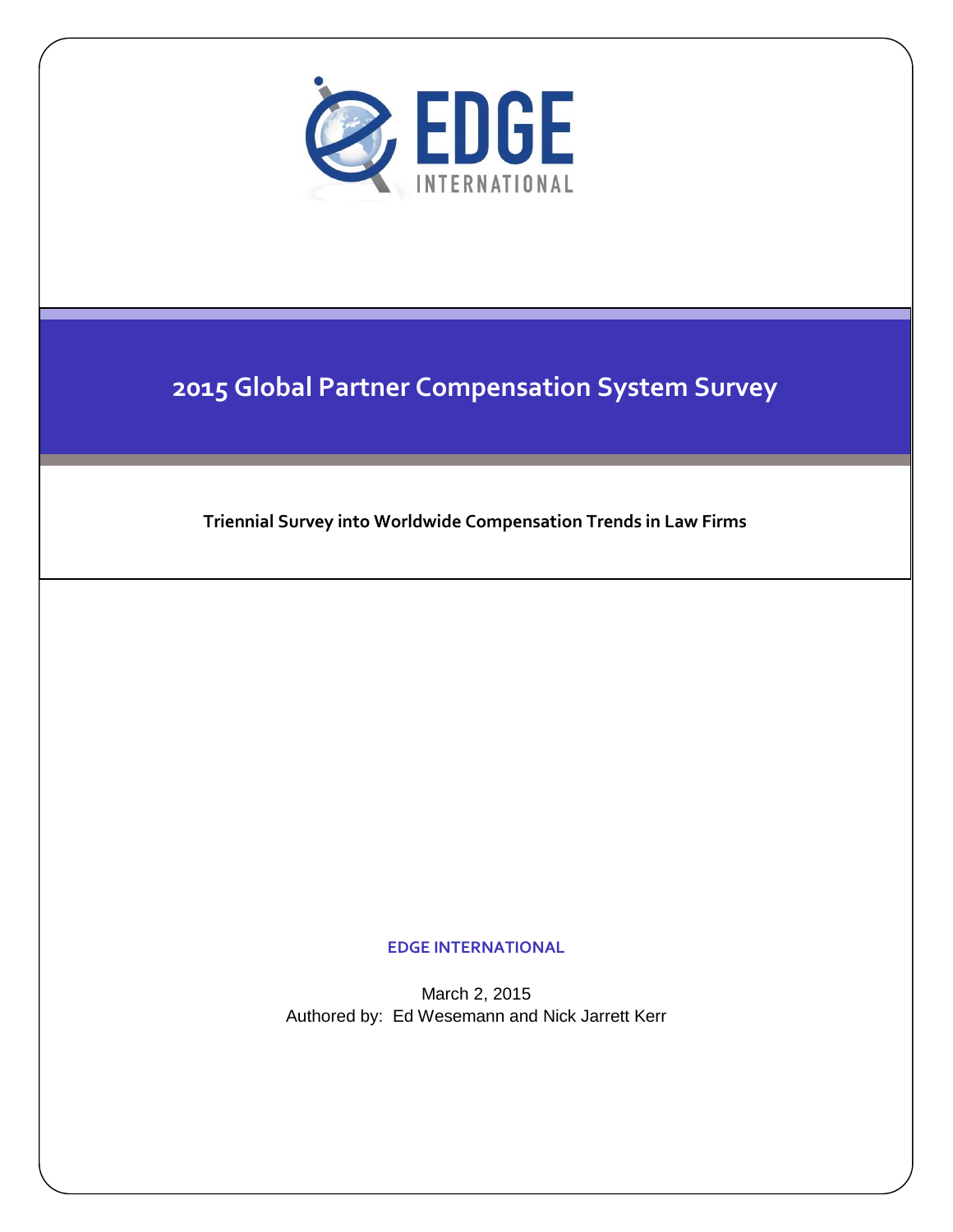EDGE INTERNATIONAL

# 2015 Global Partner Compensation System Survey

**Triennial Survey into Worldwide Compensation Trends in Law Firms**

**EDGE INTERNATIONAL**

March 2, 2015

Authored by: Ed Wesemann and Nick Jarrett Kerr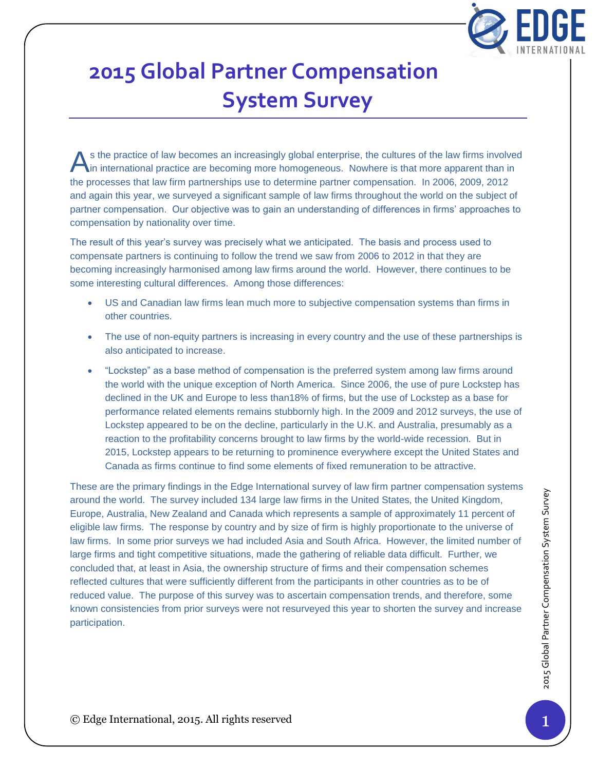# 2015 Global Partner Compensation System Survey

As the practice of law becomes an increasingly global enterprise, the cultures of the law firms involved in international practice are becoming more homogeneous. Nowhere is that more apparent than in the processes that law firm partnerships use to determine partner compensation. In 2006, 2009, 2012 and again this year, we surveyed a significant sample of law firms throughout the world on the subject of partner compensation. Our objective was to gain an understanding of differences in firms' approaches to compensation by nationality over time.

The result of this year's survey was precisely what we anticipated. The basis and process used to compensate partners is continuing to follow the trend we saw from 2006 to 2012 in that they are becoming increasingly harmonised among law firms around the world. However, there continues to be some interesting cultural differences. Among those differences:

- US and Canadian law firms lean much more to subjective compensation systems than firms in other countries.
- The use of non-equity partners is increasing in every country and the use of these partnerships is also anticipated to increase.
- "Lockstep" as a base method of compensation is the preferred system among law firms around the world with the unique exception of North America. Since 2006, the use of pure Lockstep has declined in the UK and Europe to less than18% of firms, but the use of Lockstep as a base for performance related elements remains stubbornly high. In the 2009 and 2012 surveys, the use of Lockstep appeared to be on the decline, particularly in the U.K. and Australia, presumably as a reaction to the profitability concerns brought to law firms by the world-wide recession. But in 2015, Lockstep appears to be returning to prominence everywhere except the United States and Canada as firms continue to find some elements of fixed remuneration to be attractive.

These are the primary findings in the Edge International survey of law firm partner compensation systems around the world. The survey included 134 large law firms in the United States, the United Kingdom, Europe, Australia, New Zealand and Canada which represents a sample of approximately 11 percent of eligible law firms. The response by country and by size of firm is highly proportionate to the universe of law firms. In some prior surveys we had included Asia and South Africa. However, the limited number of large firms and tight competitive situations, made the gathering of reliable data difficult. Further, we concluded that, at least in Asia, the ownership structure of firms and their compensation schemes reflected cultures that were sufficiently different from the participants in other countries as to be of reduced value. The purpose of this survey was to ascertain compensation trends, and therefore, some known consistencies from prior surveys were not resurveyed this year to shorten the survey and increase participation.

© Edge International, 2015. All rights reserved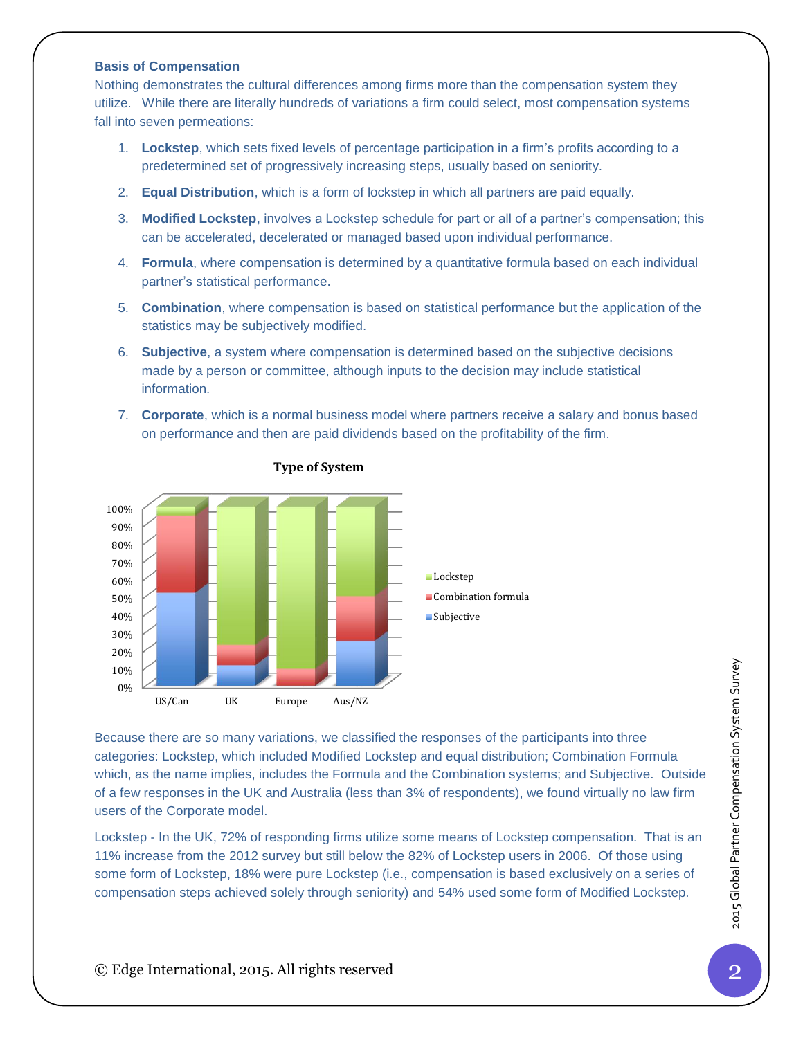### Basis of Compensation

Nothing demonstrates the cultural differences among firms more than the compensation system they utilize. While there are literally hundreds of variations a firm could select, most compensation systems fall into seven permeations:

1. **Lockstep**, which sets fixed levels of percentage participation in a firm's profits according to a predetermined set of progressively increasing steps, usually based on seniority.
2. **Equal Distribution**, which is a form of lockstep in which all partners are paid equally.
3. **Modified Lockstep**, involves a Lockstep schedule for part or all of a partner's compensation; this can be accelerated, decelerated or managed based upon individual performance.
4. **Formula**, where compensation is determined by a quantitative formula based on each individual partner's statistical performance.
5. **Combination**, where compensation is based on statistical performance but the application of the statistics may be subjectively modified.
6. **Subjective**, a system where compensation is determined based on the subjective decisions made by a person or committee, although inputs to the decision may include statistical information.
7. **Corporate**, which is a normal business model where partners receive a salary and bonus based on performance and then are paid dividends based on the profitability of the firm.

**Type of System**

Because there are so many variations, we classified the responses of the participants into three categories: Lockstep, which included Modified Lockstep and equal distribution; Combination Formula which, as the name implies, includes the Formula and the Combination systems; and Subjective. Outside of a few responses in the UK and Australia (less than 3% of respondents), we found virtually no law firm users of the Corporate model.

Lockstep - In the UK, 72% of responding firms utilize some means of Lockstep compensation. That is an 11% increase from the 2012 survey but still below the 82% of Lockstep users in 2006. Of those using some form of Lockstep, 18% were pure Lockstep (i.e., compensation is based exclusively on a series of compensation steps achieved solely through seniority) and 54% used some form of Modified Lockstep.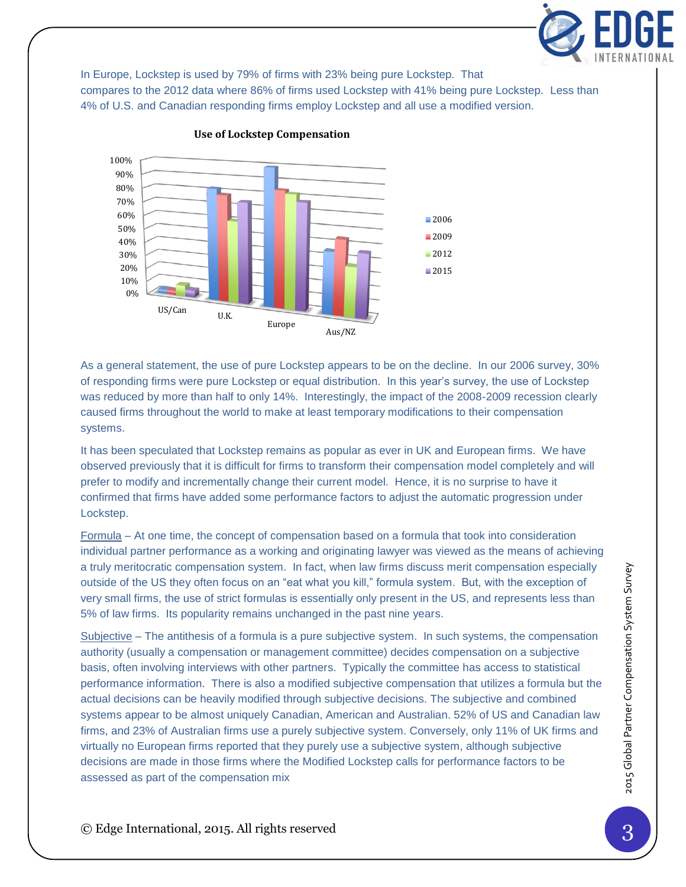In Europe, Lockstep is used by 79% of firms with 23% being pure Lockstep. That compares to the 2012 data where 86% of firms used Lockstep with 41% being pure Lockstep. Less than 4% of U.S. and Canadian responding firms employ Lockstep and all use a modified version.

**Use of Lockstep Compensation**

As a general statement, the use of pure Lockstep appears to be on the decline. In our 2006 survey, 30% of responding firms were pure Lockstep or equal distribution. In this year's survey, the use of Lockstep was reduced by more than half to only 14%. Interestingly, the impact of the 2008-2009 recession clearly caused firms throughout the world to make at least temporary modifications to their compensation systems.

It has been speculated that Lockstep remains as popular as ever in UK and European firms. We have observed previously that it is difficult for firms to transform their compensation model completely and will prefer to modify and incrementally change their current model. Hence, it is no surprise to have it confirmed that firms have added some performance factors to adjust the automatic progression under Lockstep.

Formula – At one time, the concept of compensation based on a formula that took into consideration individual partner performance as a working and originating lawyer was viewed as the means of achieving a truly meritocratic compensation system. In fact, when law firms discuss merit compensation especially outside of the US they often focus on an "eat what you kill," formula system. But, with the exception of very small firms, the use of strict formulas is essentially only present in the US, and represents less than 5% of law firms. Its popularity remains unchanged in the past nine years.

Subjective – The antithesis of a formula is a pure subjective system. In such systems, the compensation authority (usually a compensation or management committee) decides compensation on a subjective basis, often involving interviews with other partners. Typically the committee has access to statistical performance information. There is also a modified subjective compensation that utilizes a formula but the actual decisions can be heavily modified through subjective decisions. The subjective and combined systems appear to be almost uniquely Canadian, American and Australian. 52% of US and Canadian law firms, and 23% of Australian firms use a purely subjective system. Conversely, only 11% of UK firms and virtually no European firms reported that they purely use a subjective system, although subjective decisions are made in those firms where the Modified Lockstep calls for performance factors to be assessed as part of the compensation mix

© Edge International, 2015. All rights reserved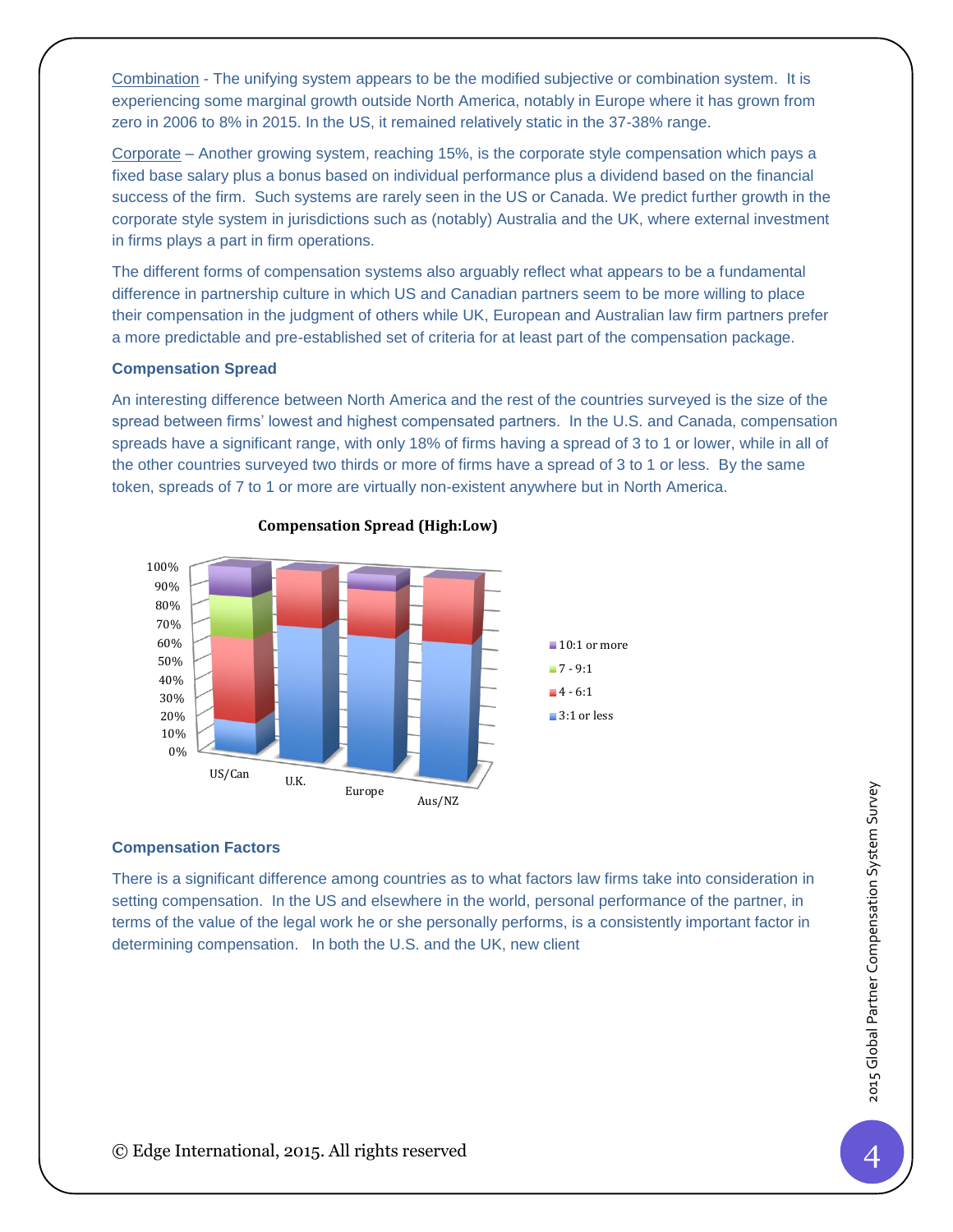<u>Combination</u> - The unifying system appears to be the modified subjective or combination system. It is experiencing some marginal growth outside North America, notably in Europe where it has grown from zero in 2006 to 8% in 2015. In the US, it remained relatively static in the 37-38% range.

<u>Corporate</u> – Another growing system, reaching 15%, is the corporate style compensation which pays a fixed base salary plus a bonus based on individual performance plus a dividend based on the financial success of the firm. Such systems are rarely seen in the US or Canada. We predict further growth in the corporate style system in jurisdictions such as (notably) Australia and the UK, where external investment in firms plays a part in firm operations.

The different forms of compensation systems also arguably reflect what appears to be a fundamental difference in partnership culture in which US and Canadian partners seem to be more willing to place their compensation in the judgment of others while UK, European and Australian law firm partners prefer a more predictable and pre-established set of criteria for at least part of the compensation package.

### Compensation Spread

An interesting difference between North America and the rest of the countries surveyed is the size of the spread between firms' lowest and highest compensated partners. In the U.S. and Canada, compensation spreads have a significant range, with only 18% of firms having a spread of 3 to 1 or lower, while in all of the other countries surveyed two thirds or more of firms have a spread of 3 to 1 or less. By the same token, spreads of 7 to 1 or more are virtually non-existent anywhere but in North America.

**Compensation Spread (High:Low)**

### Compensation Factors

There is a significant difference among countries as to what factors law firms take into consideration in setting compensation. In the US and elsewhere in the world, personal performance of the partner, in terms of the value of the legal work he or she personally performs, is a consistently important factor in determining compensation. In both the U.S. and the UK, new client

© Edge International, 2015. All rights reserved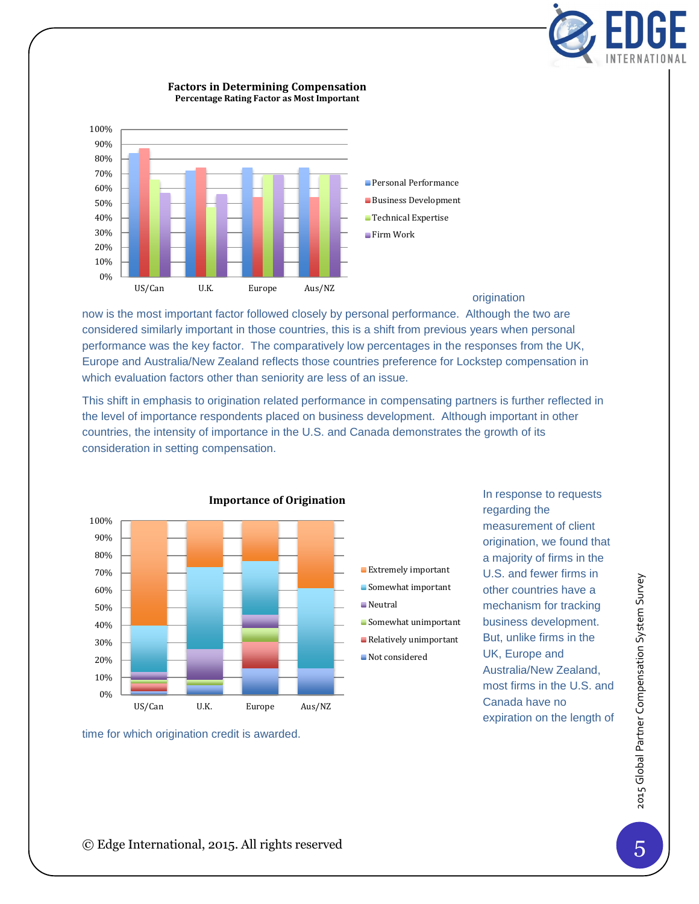**Factors in Determining Compensation**
**Percentage Rating Factor as Most Important**

origination now is the most important factor followed closely by personal performance. Although the two are considered similarly important in those countries, this is a shift from previous years when personal performance was the key factor. The comparatively low percentages in the responses from the UK, Europe and Australia/New Zealand reflects those countries preference for Lockstep compensation in which evaluation factors other than seniority are less of an issue.

This shift in emphasis to origination related performance in compensating partners is further reflected in the level of importance respondents placed on business development. Although important in other countries, the intensity of importance in the U.S. and Canada demonstrates the growth of its consideration in setting compensation.

**Importance of Origination**

In response to requests regarding the measurement of client origination, we found that a majority of firms in the U.S. and fewer firms in other countries have a mechanism for tracking business development. But, unlike firms in the UK, Europe and Australia/New Zealand, most firms in the U.S. and Canada have no expiration on the length of time for which origination credit is awarded.

© Edge International, 2015. All rights reserved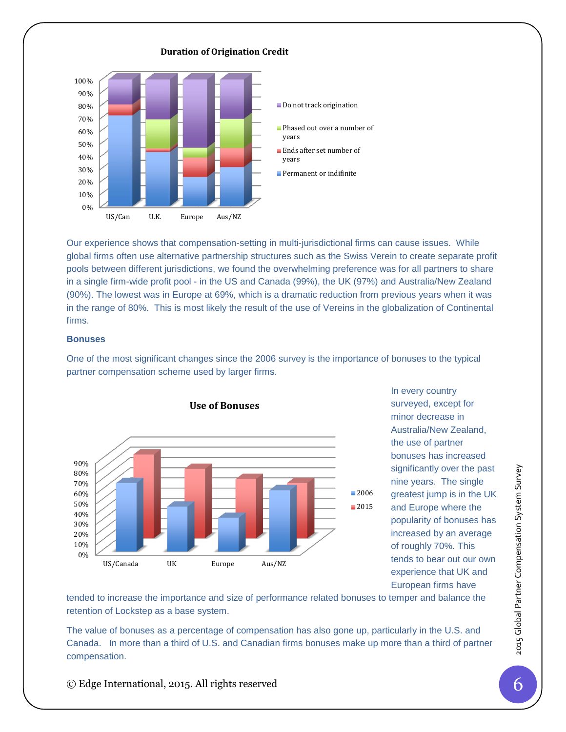**Duration of Origination Credit**

Our experience shows that compensation-setting in multi-jurisdictional firms can cause issues. While global firms often use alternative partnership structures such as the Swiss Verein to create separate profit pools between different jurisdictions, we found the overwhelming preference was for all partners to share in a single firm-wide profit pool - in the US and Canada (99%), the UK (97%) and Australia/New Zealand (90%). The lowest was in Europe at 69%, which is a dramatic reduction from previous years when it was in the range of 80%. This is most likely the result of the use of Vereins in the globalization of Continental firms.

### Bonuses

One of the most significant changes since the 2006 survey is the importance of bonuses to the typical partner compensation scheme used by larger firms.

**Use of Bonuses**

In every country surveyed, except for minor decrease in Australia/New Zealand, the use of partner bonuses has increased significantly over the past nine years. The single greatest jump is in the UK and Europe where the popularity of bonuses has increased by an average of roughly 70%. This tends to bear out our own experience that UK and European firms have tended to increase the importance and size of performance related bonuses to temper and balance the retention of Lockstep as a base system.

The value of bonuses as a percentage of compensation has also gone up, particularly in the U.S. and Canada. In more than a third of U.S. and Canadian firms bonuses make up more than a third of partner compensation.

© Edge International, 2015. All rights reserved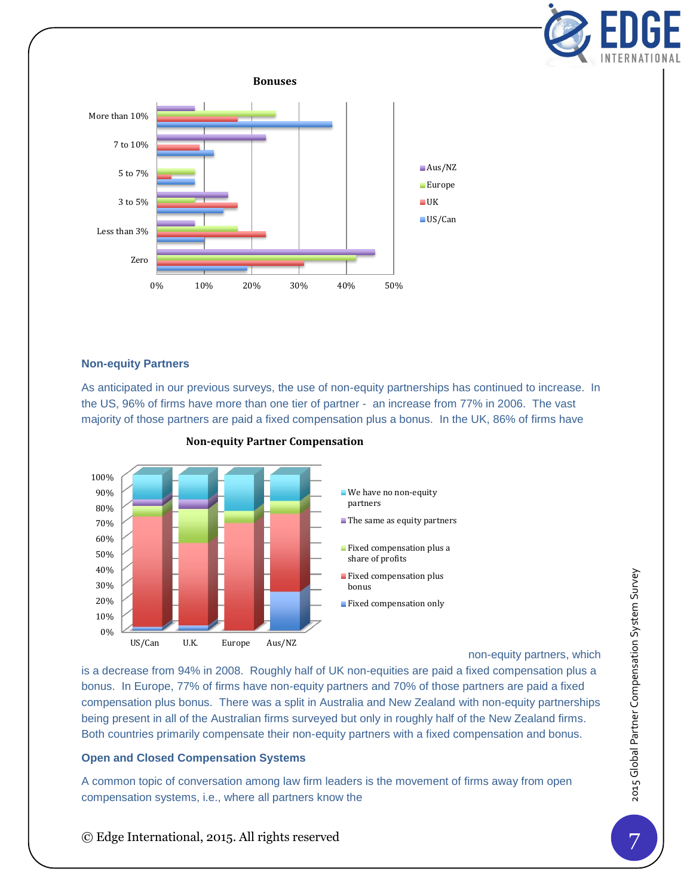**Bonuses**

More than 10%
7 to 10%
5 to 7%
3 to 5%
Less than 3%
Zero

0% 10% 20% 30% 40% 50%

Aus/NZ
Europe
UK
US/Can

## Non-equity Partners

As anticipated in our previous surveys, the use of non-equity partnerships has continued to increase. In the US, 96% of firms have more than one tier of partner - an increase from 77% in 2006. The vast majority of those partners are paid a fixed compensation plus a bonus. In the UK, 86% of firms have non-equity partners, which is a decrease from 94% in 2008. Roughly half of UK non-equities are paid a fixed compensation plus a bonus. In Europe, 77% of firms have non-equity partners and 70% of those partners are paid a fixed compensation plus bonus. There was a split in Australia and New Zealand with non-equity partnerships being present in all of the Australian firms surveyed but only in roughly half of the New Zealand firms. Both countries primarily compensate their non-equity partners with a fixed compensation and bonus.

**Non-equity Partner Compensation**

100% 90% 80% 70% 60% 50% 40% 30% 20% 10% 0%

US/Can U.K. Europe Aus/NZ

We have no non-equity partners
The same as equity partners
Fixed compensation plus a share of profits
Fixed compensation plus bonus
Fixed compensation only

## Open and Closed Compensation Systems

A common topic of conversation among law firm leaders is the movement of firms away from open compensation systems, i.e., where all partners know the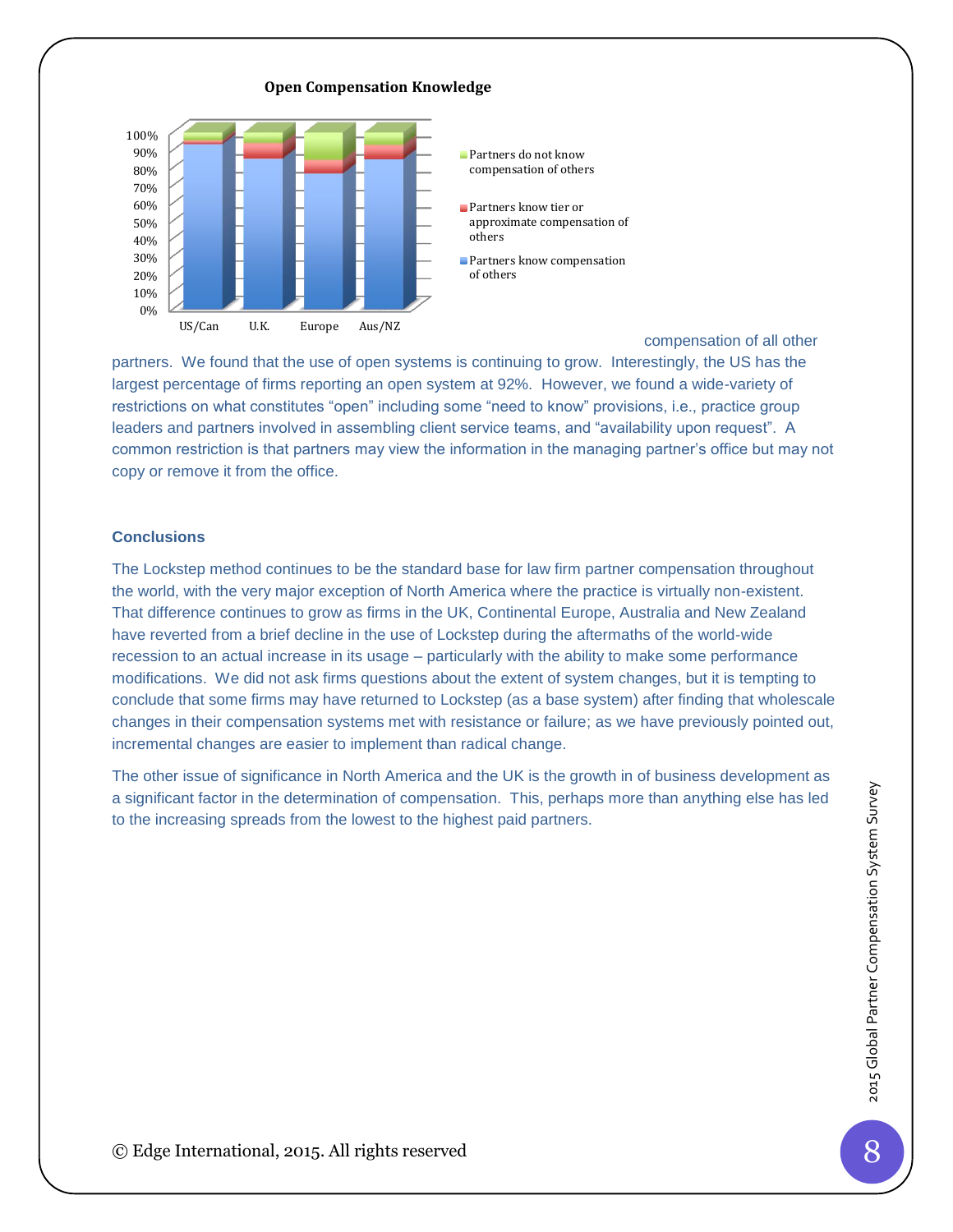**Open Compensation Knowledge**

100%
90%
80%
70%
60%
50%
40%
30%
20%
10%
0%

US/Can
U.K.
Europe
Aus/NZ

Partners do not know compensation of others

Partners know tier or approximate compensation of others

Partners know compensation of others

compensation of all other partners. We found that the use of open systems is continuing to grow. Interestingly, the US has the largest percentage of firms reporting an open system at 92%. However, we found a wide-variety of restrictions on what constitutes "open" including some "need to know" provisions, i.e., practice group leaders and partners involved in assembling client service teams, and "availability upon request". A common restriction is that partners may view the information in the managing partner's office but may not copy or remove it from the office.

### Conclusions

The Lockstep method continues to be the standard base for law firm partner compensation throughout the world, with the very major exception of North America where the practice is virtually non-existent. That difference continues to grow as firms in the UK, Continental Europe, Australia and New Zealand have reverted from a brief decline in the use of Lockstep during the aftermaths of the world-wide recession to an actual increase in its usage – particularly with the ability to make some performance modifications. We did not ask firms questions about the extent of system changes, but it is tempting to conclude that some firms may have returned to Lockstep (as a base system) after finding that wholescale changes in their compensation systems met with resistance or failure; as we have previously pointed out, incremental changes are easier to implement than radical change.

The other issue of significance in North America and the UK is the growth in of business development as a significant factor in the determination of compensation. This, perhaps more than anything else has led to the increasing spreads from the lowest to the highest paid partners.

© Edge International, 2015. All rights reserved